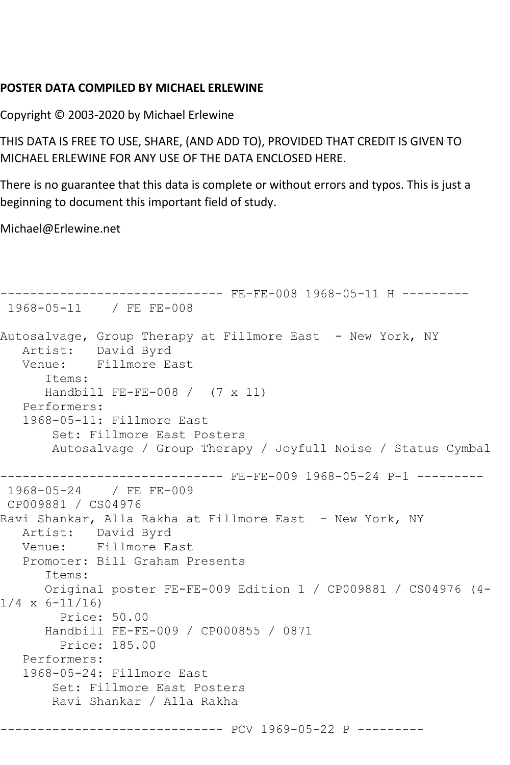**POSTER DATA COMPILED BY MICHAEL ERLEWINE**

Copyright © 2003-2020 by Michael Erlewine

THIS DATA IS FREE TO USE, SHARE, (AND ADD TO), PROVIDED THAT CREDIT IS GIVEN TO MICHAEL ERLEWINE FOR ANY USE OF THE DATA ENCLOSED HERE.

There is no guarantee that this data is complete or without errors and typos. This is just a beginning to document this important field of study.

Michael@Erlewine.net

```
------------------------------ FE-FE-008 1968-05-11 H ---------
 1968-05-11    / FE FE-008

Autosalvage, Group Therapy at Fillmore East  - New York, NY
   Artist:   David Byrd
   Venue:    Fillmore East
      Items:
      Handbill FE-FE-008 /  (7 x 11)
   Performers:
   1968-05-11: Fillmore East
       Set: Fillmore East Posters
       Autosalvage / Group Therapy / Joyfull Noise / Status Cymbal

------------------------------ FE-FE-009 1968-05-24 P-1 ---------
 1968-05-24    / FE FE-009
 CP009881 / CS04976
Ravi Shankar, Alla Rakha at Fillmore East  - New York, NY
   Artist:   David Byrd
   Venue:    Fillmore East
   Promoter: Bill Graham Presents
      Items:
      Original poster FE-FE-009 Edition 1 / CP009881 / CS04976 (4-1/4 x 6-11/16)
        Price: 50.00
      Handbill FE-FE-009 / CP000855 / 0871
        Price: 185.00
   Performers:
   1968-05-24: Fillmore East
       Set: Fillmore East Posters
       Ravi Shankar / Alla Rakha

------------------------------ PCV 1969-05-22 P ---------
```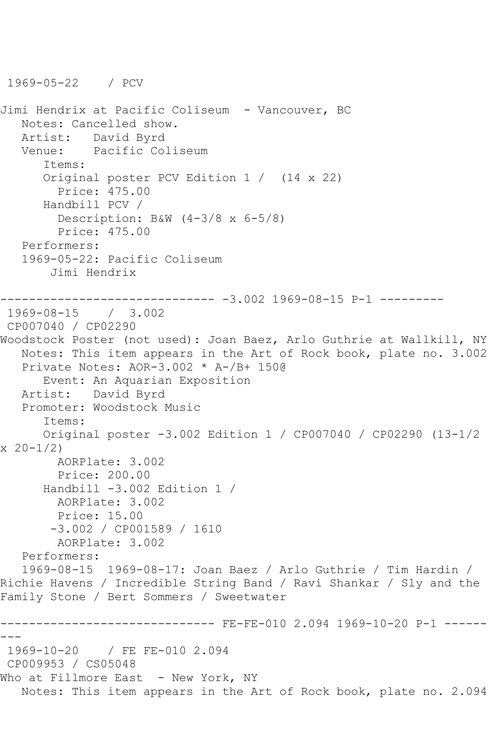1969-05-22    / PCV

Jimi Hendrix at Pacific Coliseum  - Vancouver, BC
   Notes: Cancelled show.
   Artist:   David Byrd
   Venue:    Pacific Coliseum
      Items:
      Original poster PCV Edition 1 /  (14 x 22)
        Price: 475.00
      Handbill PCV /
        Description: B&W (4-3/8 x 6-5/8)
        Price: 475.00
   Performers:
   1969-05-22: Pacific Coliseum
       Jimi Hendrix

------------------------------ -3.002 1969-08-15 P-1 ---------

1969-08-15    /  3.002
CP007040 / CP02290
Woodstock Poster (not used): Joan Baez, Arlo Guthrie at Wallkill, NY
   Notes: This item appears in the Art of Rock book, plate no. 3.002
   Private Notes: AOR-3.002 * A-/B+ 150@
      Event: An Aquarian Exposition
   Artist:   David Byrd
   Promoter: Woodstock Music
      Items:
      Original poster -3.002 Edition 1 / CP007040 / CP02290 (13-1/2 x 20-1/2)
        AORPlate: 3.002
        Price: 200.00
      Handbill -3.002 Edition 1 /
        AORPlate: 3.002
        Price: 15.00
       -3.002 / CP001589 / 1610
        AORPlate: 3.002
   Performers:
   1969-08-15  1969-08-17: Joan Baez / Arlo Guthrie / Tim Hardin / Richie Havens / Incredible String Band / Ravi Shankar / Sly and the Family Stone / Bert Sommers / Sweetwater

------------------------------ FE-FE-010 2.094 1969-10-20 P-1 ---------

1969-10-20    / FE FE-010 2.094
CP009953 / CS05048
Who at Fillmore East  - New York, NY
   Notes: This item appears in the Art of Rock book, plate no. 2.094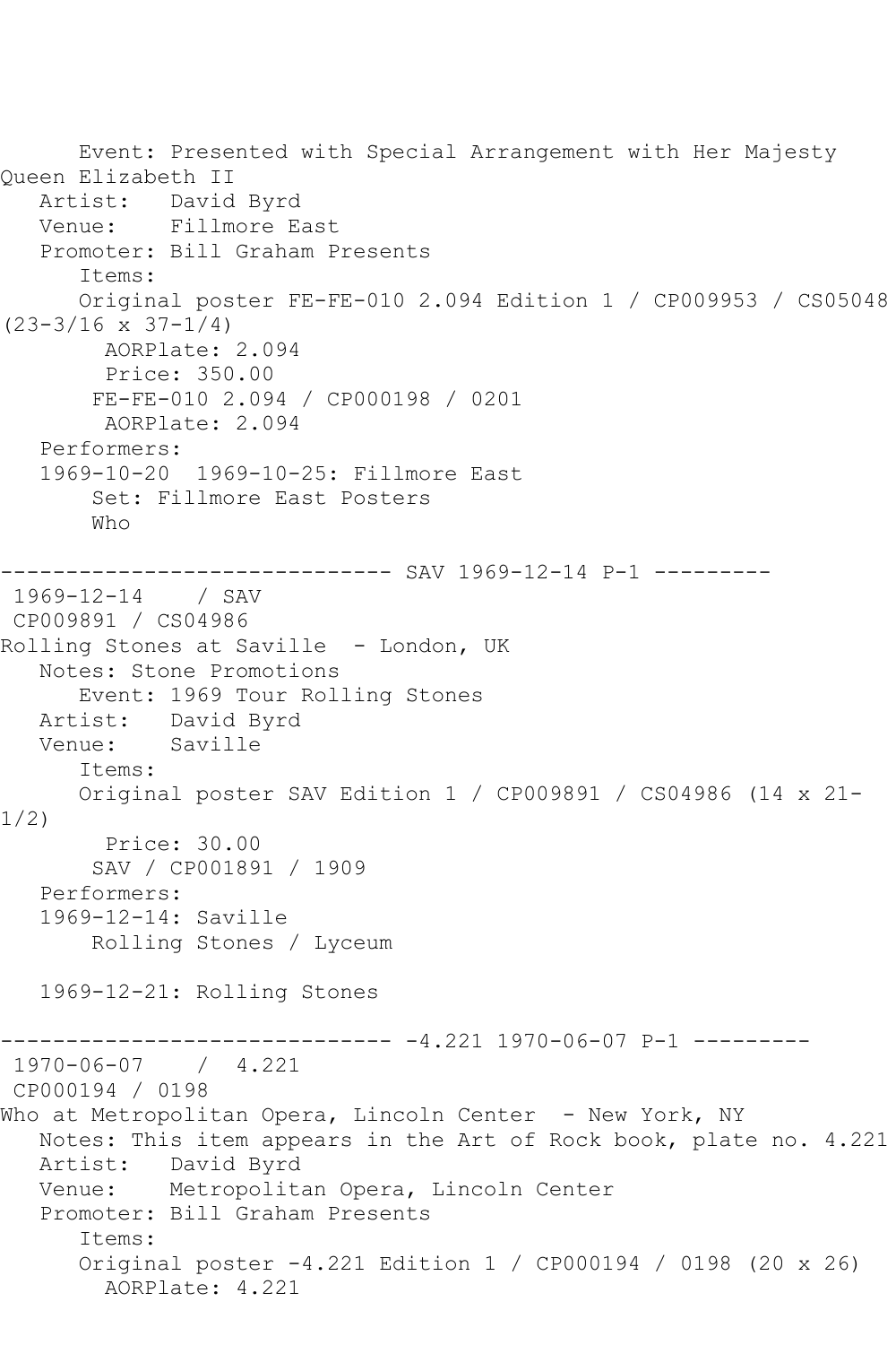Event: Presented with Special Arrangement with Her Majesty Queen Elizabeth II
Artist: David Byrd
Venue: Fillmore East
Promoter: Bill Graham Presents
Items:
Original poster FE-FE-010 2.094 Edition 1 / CP009953 / CS05048 (23-3/16 x 37-1/4)
AORPlate: 2.094
Price: 350.00
FE-FE-010 2.094 / CP000198 / 0201
AORPlate: 2.094
Performers:
1969-10-20 1969-10-25: Fillmore East
Set: Fillmore East Posters
Who

------------------------------ SAV 1969-12-14 P-1 ---------

1969-12-14 / SAV
CP009891 / CS04986
Rolling Stones at Saville - London, UK
Notes: Stone Promotions
Event: 1969 Tour Rolling Stones
Artist: David Byrd
Venue: Saville
Items:
Original poster SAV Edition 1 / CP009891 / CS04986 (14 x 21-1/2)
Price: 30.00
SAV / CP001891 / 1909
Performers:
1969-12-14: Saville
Rolling Stones / Lyceum

1969-12-21: Rolling Stones

------------------------------ -4.221 1970-06-07 P-1 ---------

1970-06-07 / 4.221
CP000194 / 0198
Who at Metropolitan Opera, Lincoln Center - New York, NY
Notes: This item appears in the Art of Rock book, plate no. 4.221
Artist: David Byrd
Venue: Metropolitan Opera, Lincoln Center
Promoter: Bill Graham Presents
Items:
Original poster -4.221 Edition 1 / CP000194 / 0198 (20 x 26)
AORPlate: 4.221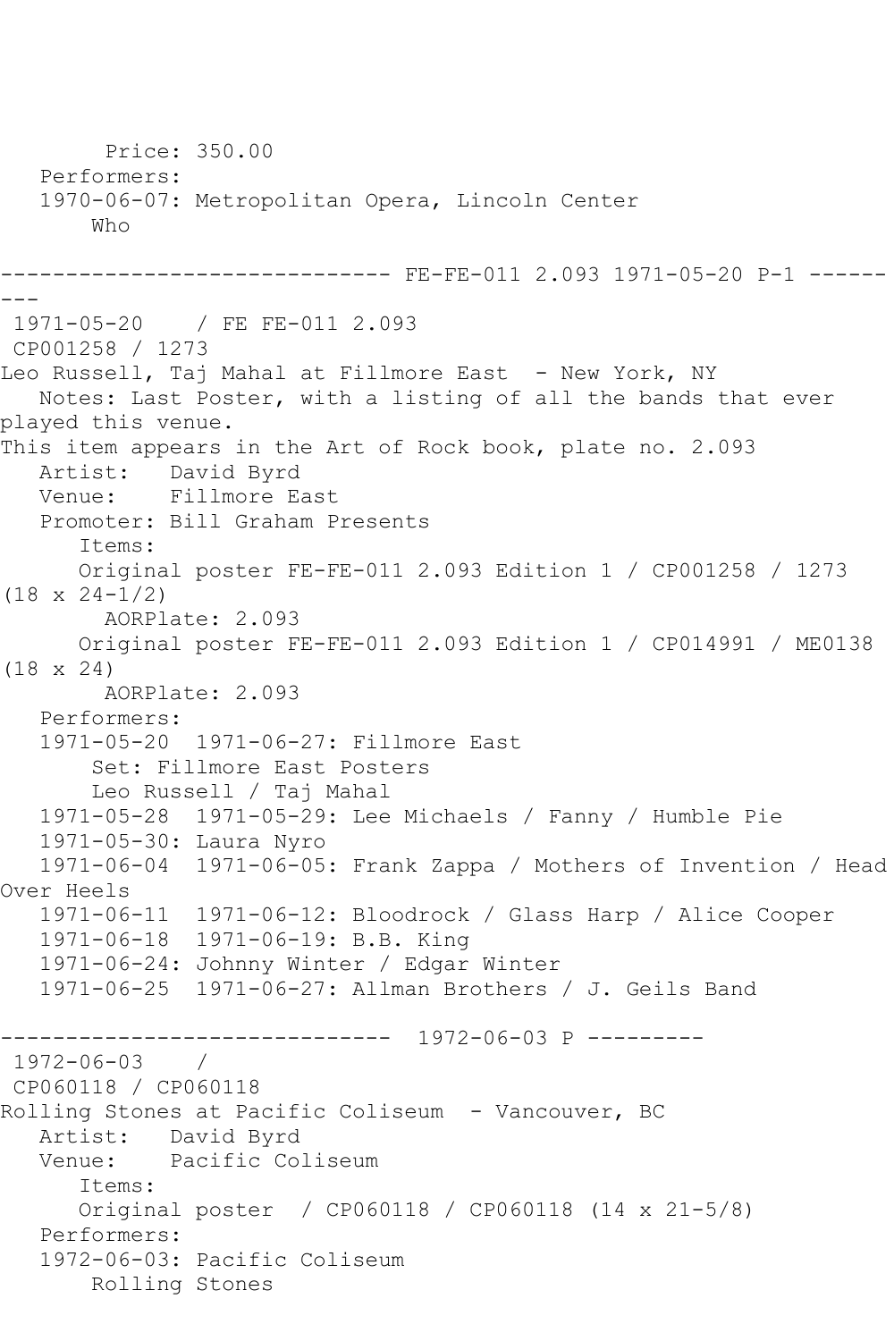Price: 350.00
   Performers:
   1970-06-07: Metropolitan Opera, Lincoln Center
       Who

------------------------------ FE-FE-011 2.093 1971-05-20 P-1 ---------

1971-05-20    / FE FE-011 2.093
CP001258 / 1273
Leo Russell, Taj Mahal at Fillmore East  - New York, NY
   Notes: Last Poster, with a listing of all the bands that ever played this venue.
This item appears in the Art of Rock book, plate no. 2.093
   Artist:   David Byrd
   Venue:    Fillmore East
   Promoter: Bill Graham Presents
      Items:
      Original poster FE-FE-011 2.093 Edition 1 / CP001258 / 1273 (18 x 24-1/2)
        AORPlate: 2.093
      Original poster FE-FE-011 2.093 Edition 1 / CP014991 / ME0138 (18 x 24)
        AORPlate: 2.093
   Performers:
   1971-05-20  1971-06-27: Fillmore East
       Set: Fillmore East Posters
       Leo Russell / Taj Mahal
   1971-05-28  1971-05-29: Lee Michaels / Fanny / Humble Pie
   1971-05-30: Laura Nyro
   1971-06-04  1971-06-05: Frank Zappa / Mothers of Invention / Head Over Heels
   1971-06-11  1971-06-12: Bloodrock / Glass Harp / Alice Cooper
   1971-06-18  1971-06-19: B.B. King
   1971-06-24: Johnny Winter / Edgar Winter
   1971-06-25  1971-06-27: Allman Brothers / J. Geils Band

------------------------------  1972-06-03 P ---------

1972-06-03    /
CP060118 / CP060118
Rolling Stones at Pacific Coliseum  - Vancouver, BC
   Artist:   David Byrd
   Venue:    Pacific Coliseum
      Items:
      Original poster  / CP060118 / CP060118 (14 x 21-5/8)
   Performers:
   1972-06-03: Pacific Coliseum
       Rolling Stones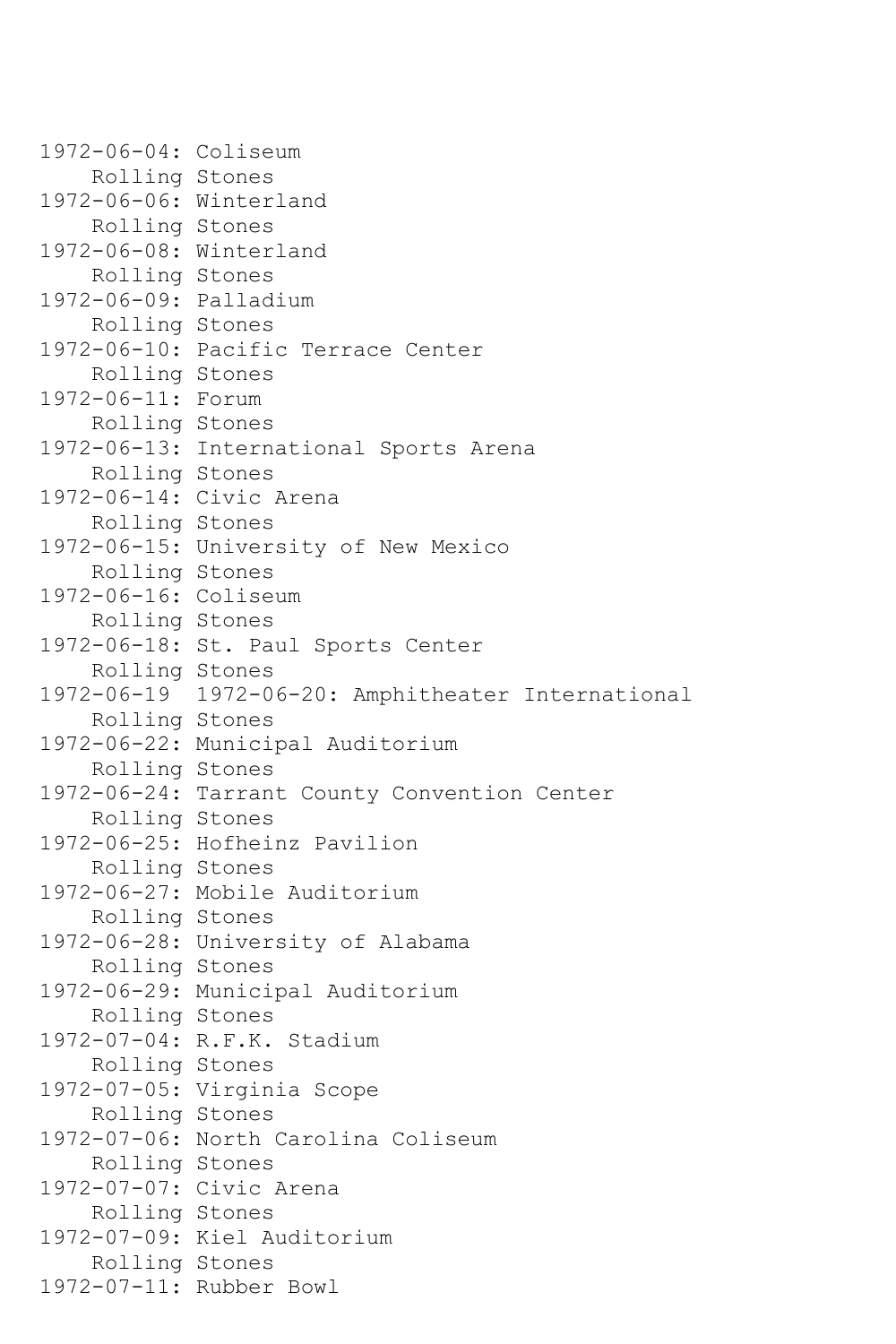1972-06-04: Coliseum
    Rolling Stones
1972-06-06: Winterland
    Rolling Stones
1972-06-08: Winterland
    Rolling Stones
1972-06-09: Palladium
    Rolling Stones
1972-06-10: Pacific Terrace Center
    Rolling Stones
1972-06-11: Forum
    Rolling Stones
1972-06-13: International Sports Arena
    Rolling Stones
1972-06-14: Civic Arena
    Rolling Stones
1972-06-15: University of New Mexico
    Rolling Stones
1972-06-16: Coliseum
    Rolling Stones
1972-06-18: St. Paul Sports Center
    Rolling Stones
1972-06-19  1972-06-20: Amphitheater International
    Rolling Stones
1972-06-22: Municipal Auditorium
    Rolling Stones
1972-06-24: Tarrant County Convention Center
    Rolling Stones
1972-06-25: Hofheinz Pavilion
    Rolling Stones
1972-06-27: Mobile Auditorium
    Rolling Stones
1972-06-28: University of Alabama
    Rolling Stones
1972-06-29: Municipal Auditorium
    Rolling Stones
1972-07-04: R.F.K. Stadium
    Rolling Stones
1972-07-05: Virginia Scope
    Rolling Stones
1972-07-06: North Carolina Coliseum
    Rolling Stones
1972-07-07: Civic Arena
    Rolling Stones
1972-07-09: Kiel Auditorium
    Rolling Stones
1972-07-11: Rubber Bowl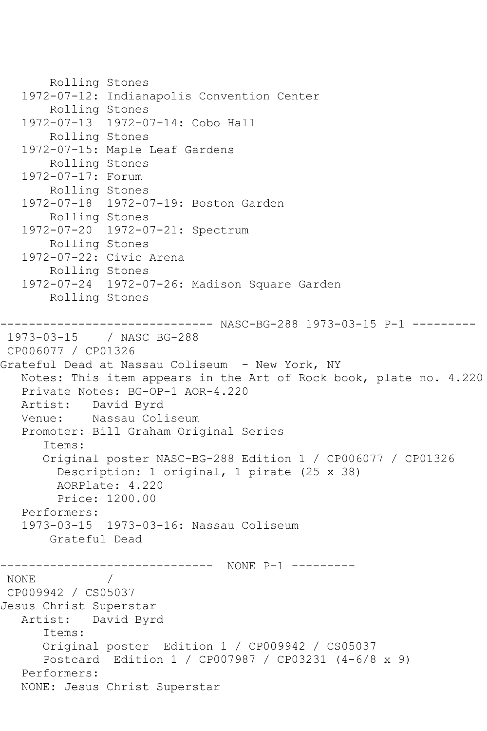```
      Rolling Stones
   1972-07-12: Indianapolis Convention Center
       Rolling Stones
   1972-07-13  1972-07-14: Cobo Hall
       Rolling Stones
   1972-07-15: Maple Leaf Gardens
       Rolling Stones
   1972-07-17: Forum
       Rolling Stones
   1972-07-18  1972-07-19: Boston Garden
       Rolling Stones
   1972-07-20  1972-07-21: Spectrum
       Rolling Stones
   1972-07-22: Civic Arena
       Rolling Stones
   1972-07-24  1972-07-26: Madison Square Garden
       Rolling Stones

------------------------------ NASC-BG-288 1973-03-15 P-1 ---------
 1973-03-15    / NASC BG-288
 CP006077 / CP01326
Grateful Dead at Nassau Coliseum  - New York, NY
   Notes: This item appears in the Art of Rock book, plate no. 4.220
   Private Notes: BG-OP-1 AOR-4.220
   Artist:   David Byrd
   Venue:    Nassau Coliseum
   Promoter: Bill Graham Original Series
      Items:
      Original poster NASC-BG-288 Edition 1 / CP006077 / CP01326
        Description: 1 original, 1 pirate (25 x 38)
        AORPlate: 4.220
        Price: 1200.00
   Performers:
   1973-03-15  1973-03-16: Nassau Coliseum
       Grateful Dead

------------------------------  NONE P-1 ---------
 NONE          /
 CP009942 / CS05037
Jesus Christ Superstar
   Artist:   David Byrd
      Items:
      Original poster  Edition 1 / CP009942 / CS05037
      Postcard  Edition 1 / CP007987 / CP03231 (4-6/8 x 9)
   Performers:
   NONE: Jesus Christ Superstar
```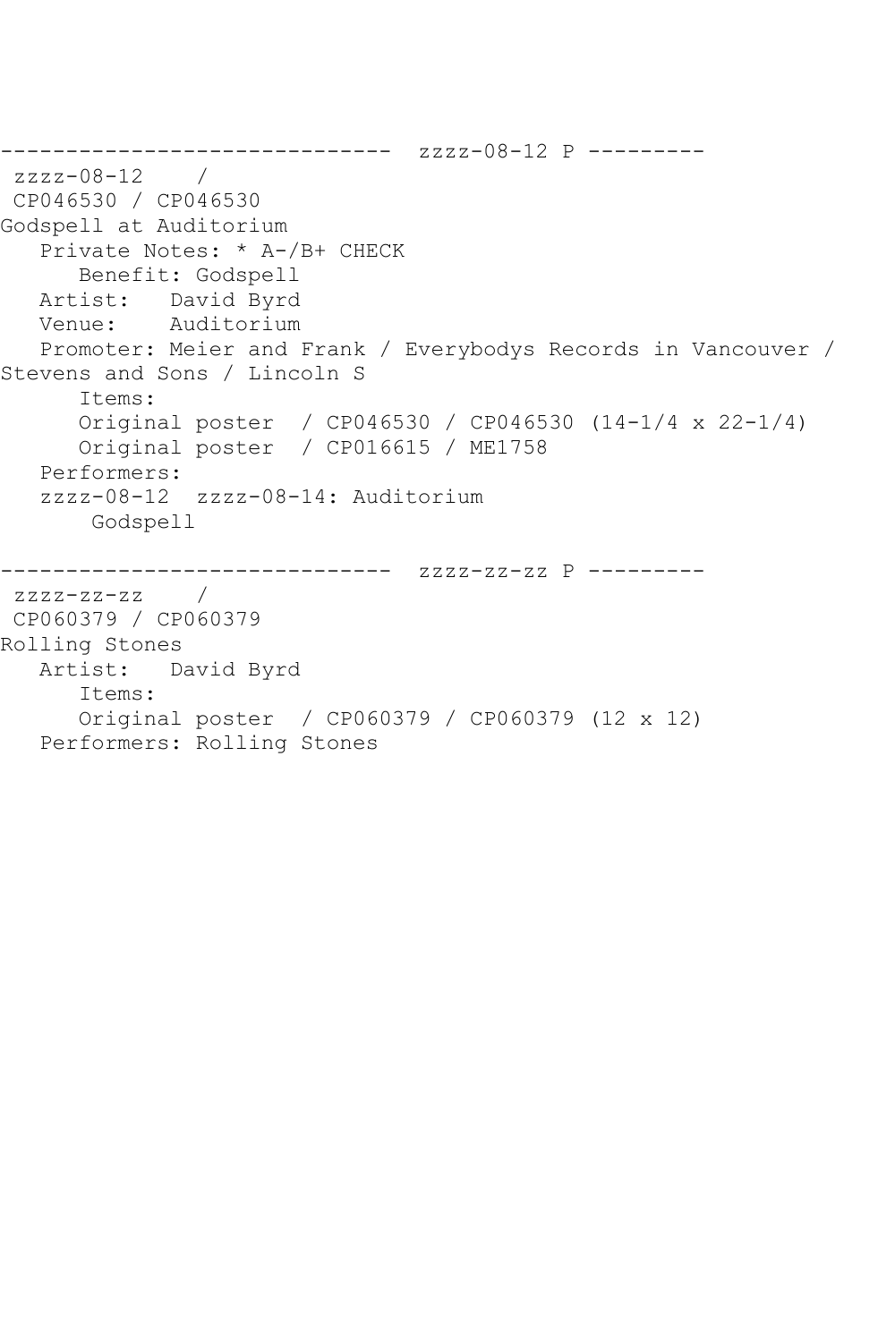```
------------------------------  zzzz-08-12 P ---------
 zzzz-08-12    /
 CP046530 / CP046530
Godspell at Auditorium
   Private Notes: * A-/B+ CHECK
      Benefit: Godspell
   Artist:   David Byrd
   Venue:    Auditorium
   Promoter: Meier and Frank / Everybodys Records in Vancouver /
Stevens and Sons / Lincoln S
      Items:
      Original poster  / CP046530 / CP046530 (14-1/4 x 22-1/4)
      Original poster  / CP016615 / ME1758
   Performers:
   zzzz-08-12  zzzz-08-14: Auditorium
       Godspell

------------------------------  zzzz-zz-zz P ---------
 zzzz-zz-zz    /
 CP060379 / CP060379
Rolling Stones
   Artist:   David Byrd
      Items:
      Original poster  / CP060379 / CP060379 (12 x 12)
   Performers: Rolling Stones
```